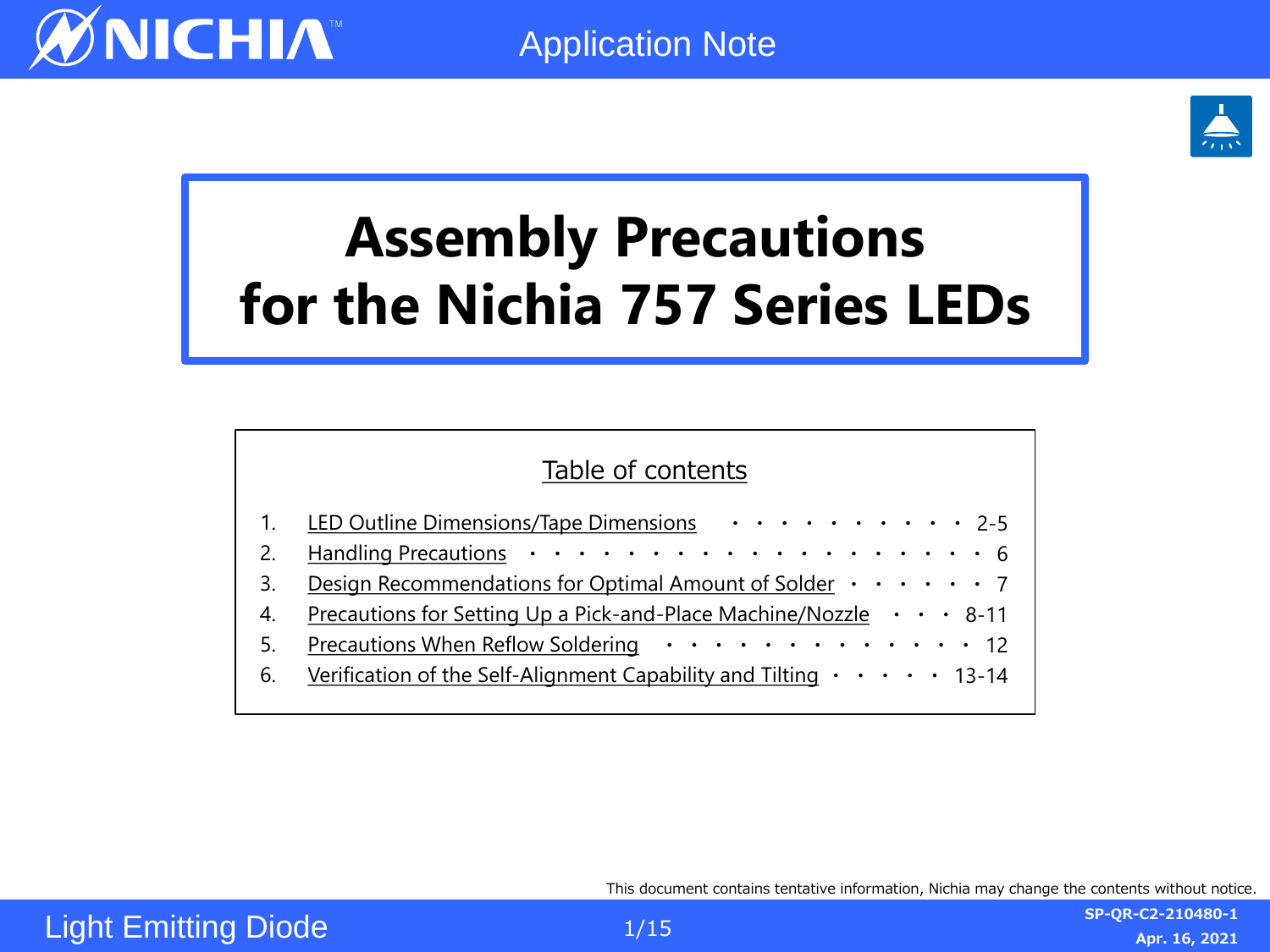# Assembly Precautions for the Nichia 757 Series LEDs

## Table of contents

1. LED Outline Dimensions/Tape Dimensions ・・・・・・・・・・・ 2-5
2. Handling Precautions ・・・・・・・・・・・・・・・・・・・・・・ 6
3. Design Recommendations for Optimal Amount of Solder ・・・・・・・ 7
4. Precautions for Setting Up a Pick-and-Place Machine/Nozzle ・・・ 8-11
5. Precautions When Reflow Soldering ・・・・・・・・・・・・・・ 12
6. Verification of the Self-Alignment Capability and Tilting ・・・・・ 13-14

This document contains tentative information, Nichia may change the contents without notice.

SP-QR-C2-210480-1

Apr. 16, 2021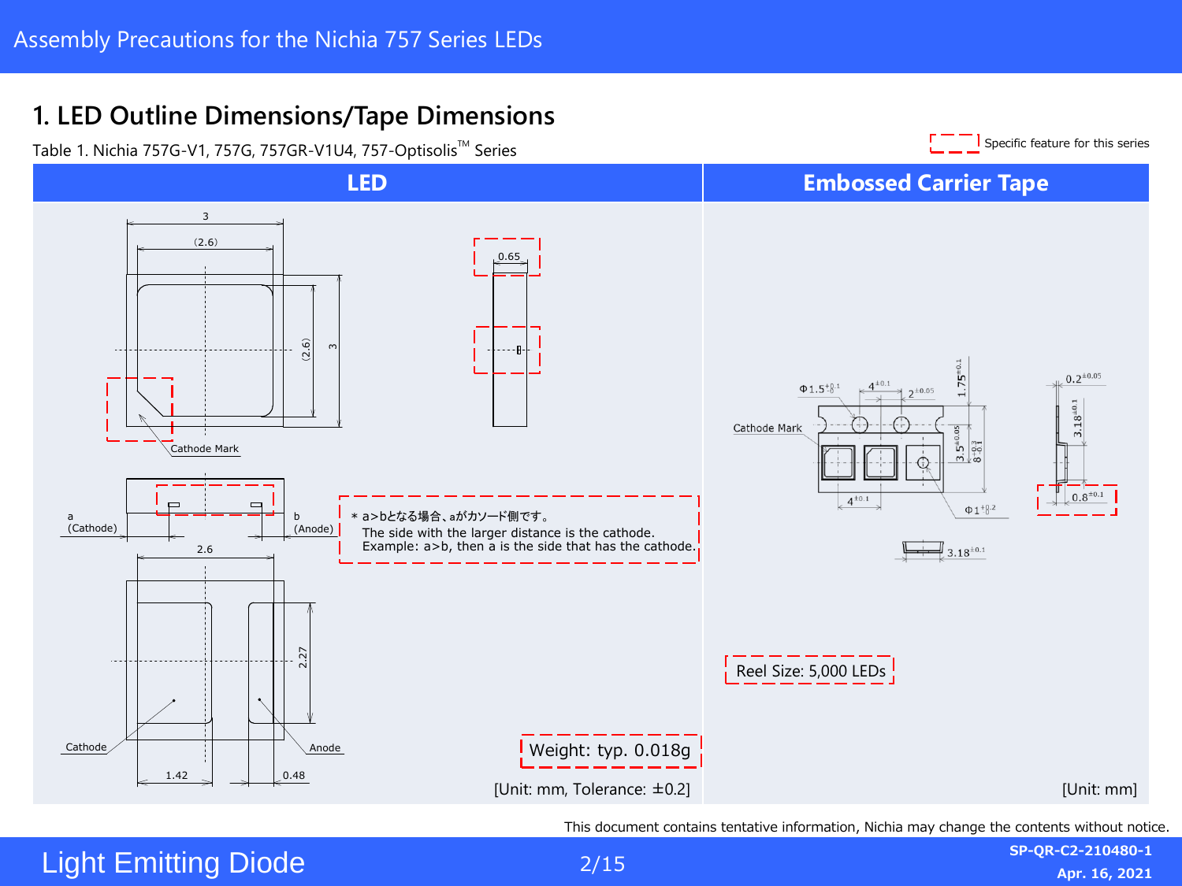## 1. LED Outline Dimensions/Tape Dimensions

Table 1. Nichia 757G-V1, 757G, 757GR-V1U4, 757-Optisolis™ Series

Specific feature for this series

| LED | Embossed Carrier Tape |
|---|---|
| Cathode Mark<br>a (Cathode)<br>b (Anode)<br>Cathode<br>Anode | Cathode Mark |
| ＊a>bとなる場合、aがカソード側です。<br>The side with the larger distance is the cathode.<br>Example: a>b, then a is the side that has the cathode. | Reel Size: 5,000 LEDs |
| Weight: typ. 0.018g | |
| [Unit: mm, Tolerance: ±0.2] | [Unit: mm] |

This document contains tentative information, Nichia may change the contents without notice.

SP-QR-C2-210480-1
Apr. 16, 2021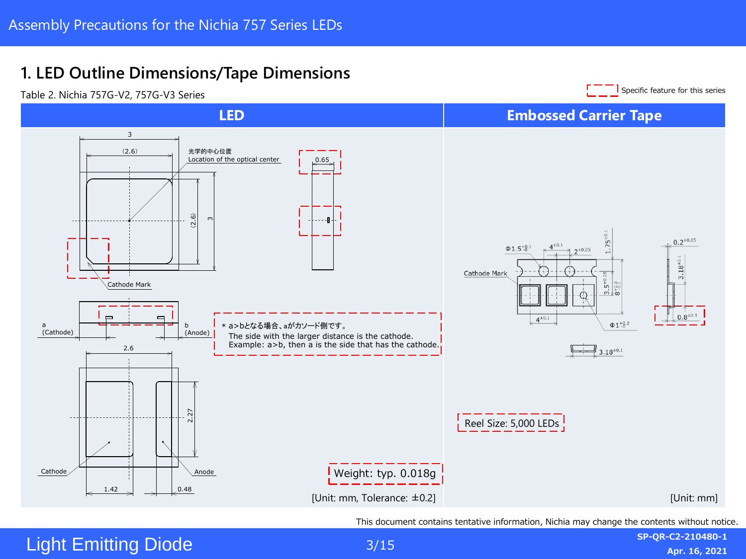# 1. LED Outline Dimensions/Tape Dimensions

Table 2. Nichia 757G-V2, 757G-V3 Series

Specific feature for this series

| LED | Embossed Carrier Tape |
|---|---|
| 3<br>(2.6)<br>光学的中心位置<br>Location of the optical center<br>0.65<br>(2.6)<br>3<br>Cathode Mark<br>a (Cathode)<br>b (Anode)<br>＊a>bとなる場合、aがカソード側です。<br>The side with the larger distance is the cathode.<br>Example: a>b, then a is the side that has the cathode.<br>2.6<br>2.27<br>Cathode<br>Anode<br>1.42<br>0.48<br>Weight: typ. 0.018g<br>[Unit: mm, Tolerance: ±0.2] | $\Phi1.5^{+0.1}_{-0}$<br>$4^{\pm0.1}$<br>$2^{\pm0.05}$<br>$1.75^{\pm0.1}$<br>$0.2^{\pm0.05}$<br>Cathode Mark<br>$3.5^{\pm0.05}$<br>$8^{+0.3}_{-0.1}$<br>$3.18^{\pm0.1}$<br>$4^{\pm0.1}$<br>$\Phi1^{+0.2}_{-0}$<br>$0.8^{\pm0.1}$<br>$3.18^{\pm0.1}$<br>Reel Size: 5,000 LEDs<br>[Unit: mm] |

This document contains tentative information, Nichia may change the contents without notice.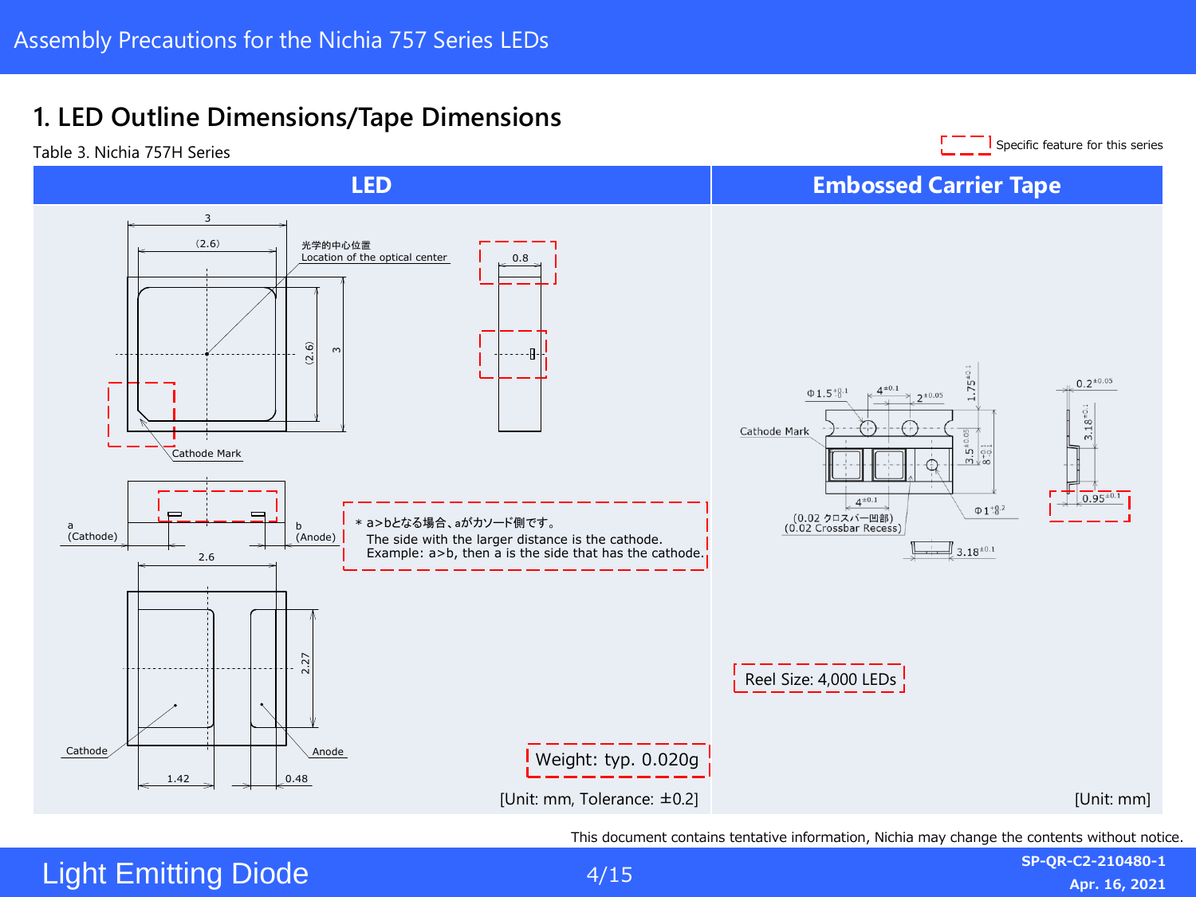## 1. LED Outline Dimensions/Tape Dimensions

Table 3. Nichia 757H Series

Specific feature for this series

| LED | Embossed Carrier Tape |
|---|---|
| 3<br>(2.6)<br>光学的中心位置<br>Location of the optical center<br>0.8<br>(2.6)<br>3<br>Cathode Mark<br>a (Cathode)<br>b (Anode)<br>2.6<br>2.27<br>Cathode<br>Anode<br>1.42<br>0.48<br><br>＊a>bとなる場合、aがカソード側です。<br>The side with the larger distance is the cathode.<br>Example: a>b, then a is the side that has the cathode.<br><br>Weight: typ. 0.020g<br><br>[Unit: mm, Tolerance: ±0.2] | Cathode Mark<br>$\Phi 1.5^{+0.1}_{0}$<br>$4^{\pm 0.1}$<br>$2^{\pm 0.05}$<br>$1.75^{\pm 0.1}$<br>$3.5^{\pm 0.05}$<br>$8^{+0.3}_{-0.1}$<br>$4^{\pm 0.1}$<br>$\Phi 1^{+0.2}_{0}$<br>(0.02 クロスバー凹部)<br>(0.02 Crossbar Recess)<br>$3.18^{\pm 0.1}$<br>$0.2^{\pm 0.05}$<br>$3.18^{\pm 0.1}$<br>$0.95^{\pm 0.1}$<br><br>Reel Size: 4,000 LEDs<br><br>[Unit: mm] |

This document contains tentative information, Nichia may change the contents without notice.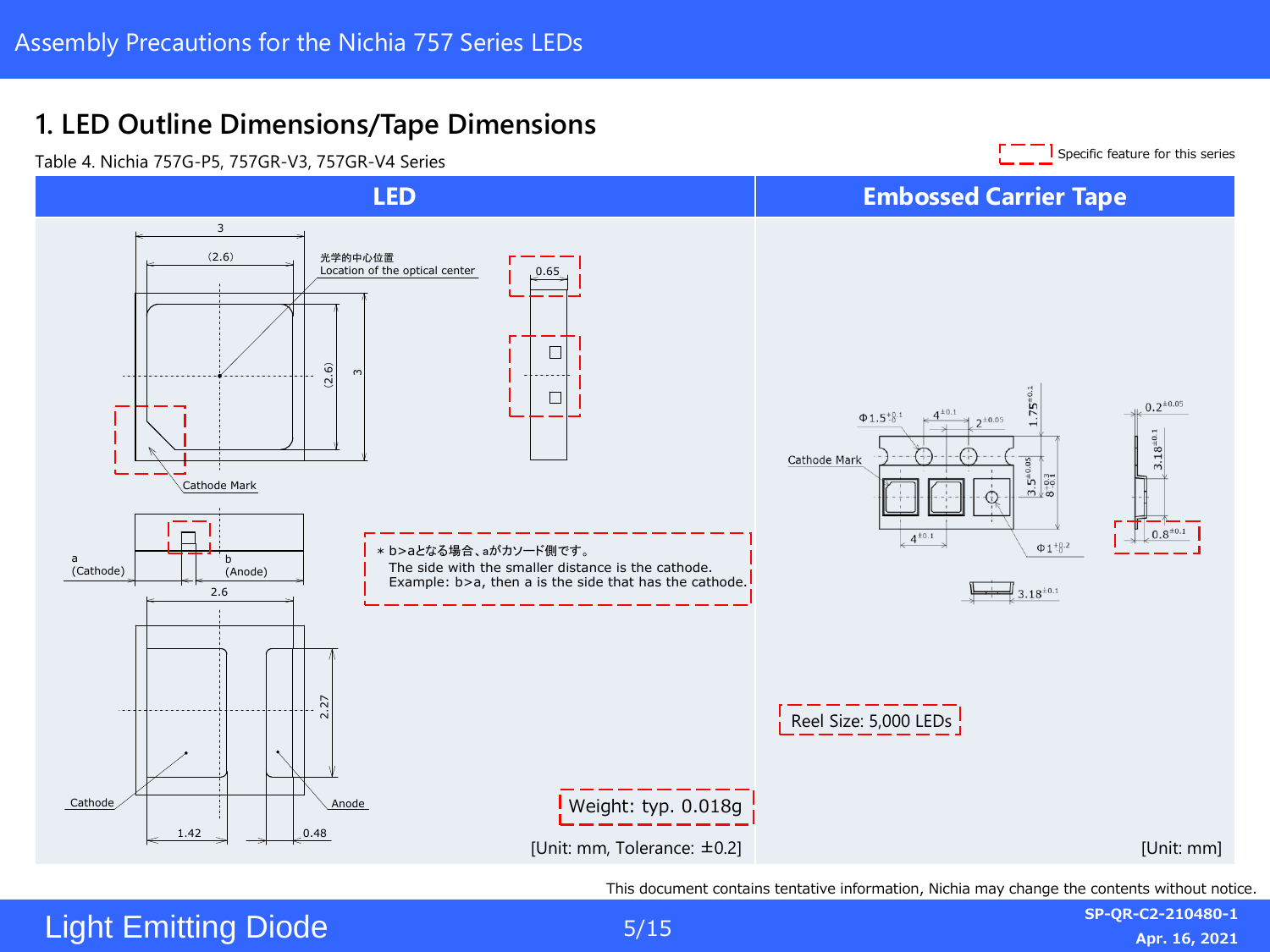# 1. LED Outline Dimensions/Tape Dimensions

Table 4. Nichia 757G-P5, 757GR-V3, 757GR-V4 Series

Specific feature for this series

| LED | Embossed Carrier Tape |
|---|---|
| 光学的中心位置 Location of the optical center<br>Cathode Mark<br>a (Cathode) b (Anode)<br>Cathode Anode<br>＊b>aとなる場合、aがカソード側です。<br>The side with the smaller distance is the cathode.<br>Example: b>a, then a is the side that has the cathode.<br>Weight: typ. 0.018g<br>[Unit: mm, Tolerance: ±0.2] | Cathode Mark<br>Reel Size: 5,000 LEDs<br>[Unit: mm] |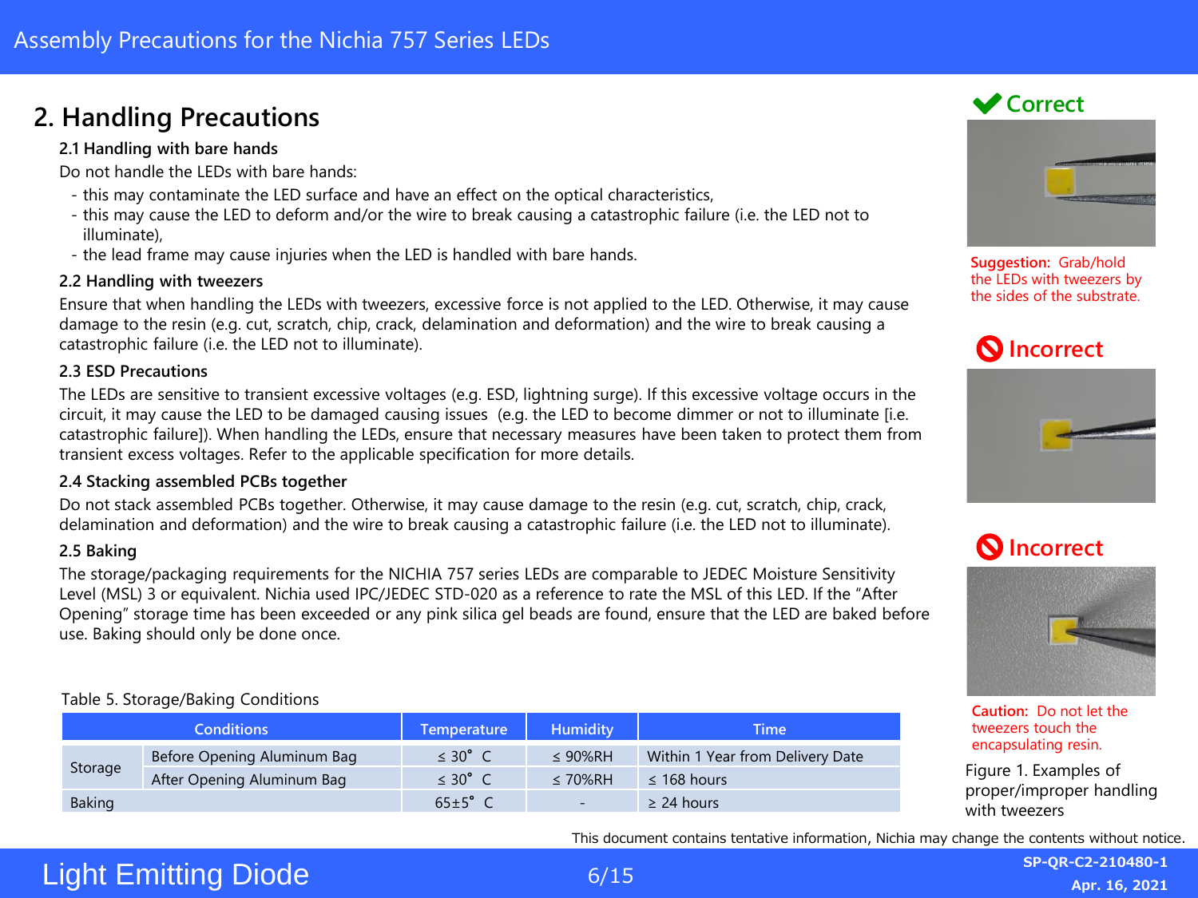## 2. Handling Precautions

### 2.1 Handling with bare hands

Do not handle the LEDs with bare hands:

- this may contaminate the LED surface and have an effect on the optical characteristics,
- this may cause the LED to deform and/or the wire to break causing a catastrophic failure (i.e. the LED not to illuminate),
- the lead frame may cause injuries when the LED is handled with bare hands.

### 2.2 Handling with tweezers

Ensure that when handling the LEDs with tweezers, excessive force is not applied to the LED. Otherwise, it may cause damage to the resin (e.g. cut, scratch, chip, crack, delamination and deformation) and the wire to break causing a catastrophic failure (i.e. the LED not to illuminate).

### 2.3 ESD Precautions

The LEDs are sensitive to transient excessive voltages (e.g. ESD, lightning surge). If this excessive voltage occurs in the circuit, it may cause the LED to be damaged causing issues (e.g. the LED to become dimmer or not to illuminate [i.e. catastrophic failure]). When handling the LEDs, ensure that necessary measures have been taken to protect them from transient excess voltages. Refer to the applicable specification for more details.

### 2.4 Stacking assembled PCBs together

Do not stack assembled PCBs together. Otherwise, it may cause damage to the resin (e.g. cut, scratch, chip, crack, delamination and deformation) and the wire to break causing a catastrophic failure (i.e. the LED not to illuminate).

### 2.5 Baking

The storage/packaging requirements for the NICHIA 757 series LEDs are comparable to JEDEC Moisture Sensitivity Level (MSL) 3 or equivalent. Nichia used IPC/JEDEC STD-020 as a reference to rate the MSL of this LED. If the "After Opening" storage time has been exceeded or any pink silica gel beads are found, ensure that the LED are baked before use. Baking should only be done once.

Table 5. Storage/Baking Conditions

| Conditions | | Temperature | Humidity | Time |
|---|---|---|---|---|
| Storage | Before Opening Aluminum Bag | ≤ 30°C | ≤ 90%RH | Within 1 Year from Delivery Date |
| | After Opening Aluminum Bag | ≤ 30°C | ≤ 70%RH | ≤ 168 hours |
| Baking | | 65±5°C | - | ≥ 24 hours |

**Correct**

**Suggestion:** Grab/hold the LEDs with tweezers by the sides of the substrate.

**Incorrect**

**Incorrect**

**Caution:** Do not let the tweezers touch the encapsulating resin.

Figure 1. Examples of proper/improper handling with tweezers

This document contains tentative information, Nichia may change the contents without notice.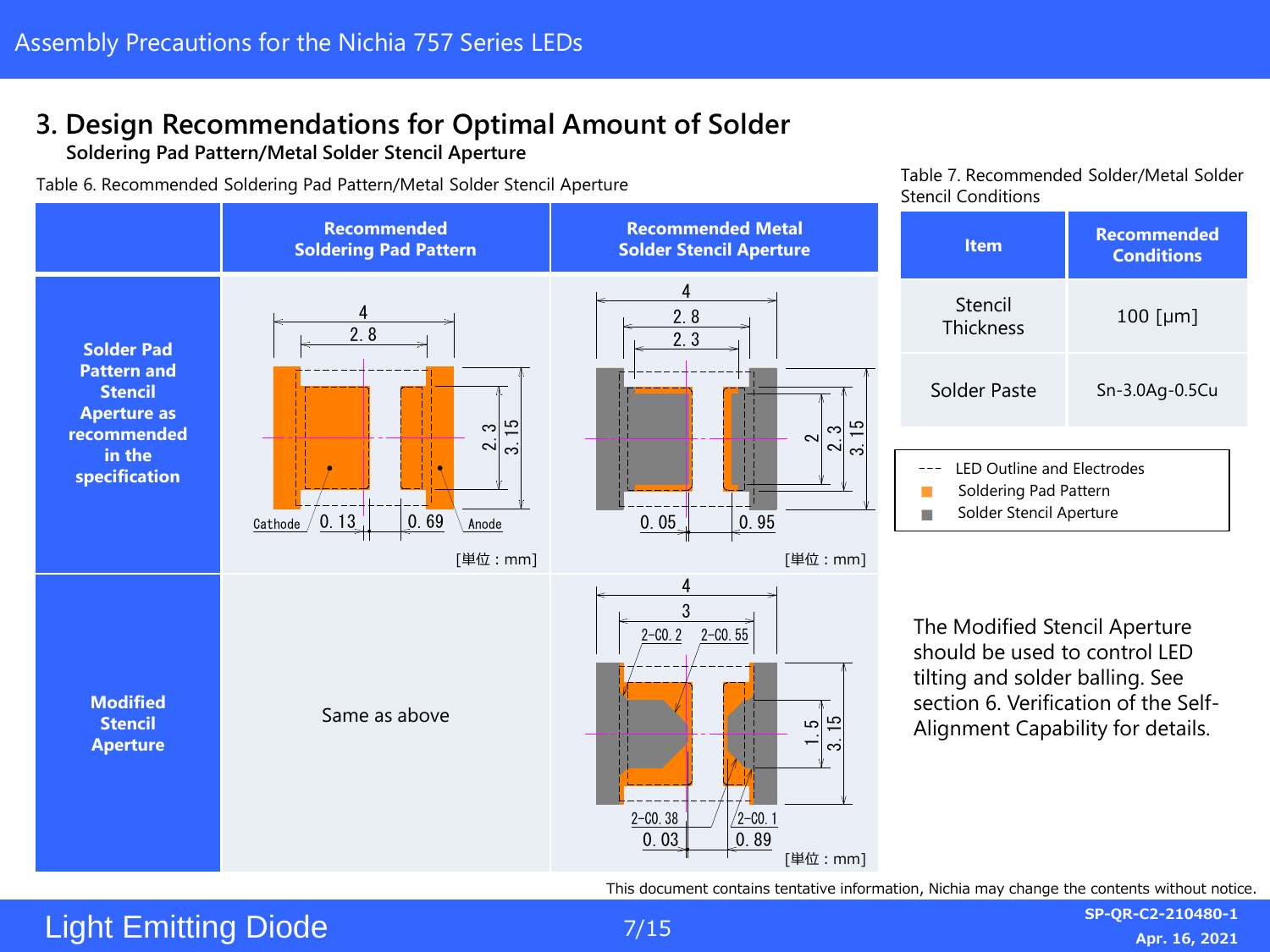## 3. Design Recommendations for Optimal Amount of Solder

**Soldering Pad Pattern/Metal Solder Stencil Aperture**

Table 6. Recommended Soldering Pad Pattern/Metal Solder Stencil Aperture

| | Recommended Soldering Pad Pattern | Recommended Metal Solder Stencil Aperture |
|---|---|---|
| **Solder Pad Pattern and Stencil Aperture as recommended in the specification** | 4, 2.8, 2.3, 3.15, Cathode, 0.13, 0.69, Anode [単位：mm] | 4, 2.8, 2.3, 2, 2.3, 3.15, 0.05, 0.95 [単位：mm] |
| **Modified Stencil Aperture** | Same as above | 4, 3, 2-C0.2, 2-C0.55, 1.5, 3.15, 2-C0.38, 2-C0.1, 0.03, 0.89 [単位：mm] |

Table 7. Recommended Solder/Metal Solder Stencil Conditions

| Item | Recommended Conditions |
|---|---|
| Stencil Thickness | 100 [μm] |
| Solder Paste | Sn-3.0Ag-0.5Cu |

- - - LED Outline and Electrodes
■ Soldering Pad Pattern
■ Solder Stencil Aperture

The Modified Stencil Aperture should be used to control LED tilting and solder balling. See section 6. Verification of the Self-Alignment Capability for details.

This document contains tentative information, Nichia may change the contents without notice.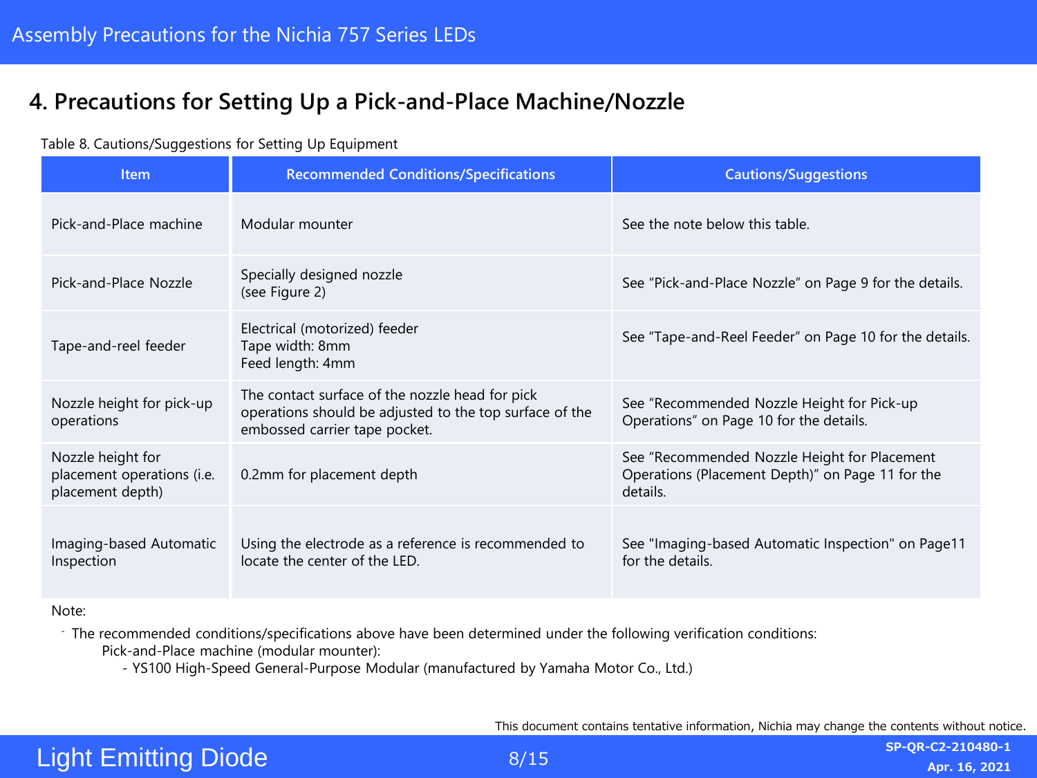## 4. Precautions for Setting Up a Pick-and-Place Machine/Nozzle

Table 8. Cautions/Suggestions for Setting Up Equipment

| Item | Recommended Conditions/Specifications | Cautions/Suggestions |
|---|---|---|
| Pick-and-Place machine | Modular mounter | See the note below this table. |
| Pick-and-Place Nozzle | Specially designed nozzle (see Figure 2) | See "Pick-and-Place Nozzle" on Page 9 for the details. |
| Tape-and-reel feeder | Electrical (motorized) feeder<br>Tape width: 8mm<br>Feed length: 4mm | See "Tape-and-Reel Feeder" on Page 10 for the details. |
| Nozzle height for pick-up operations | The contact surface of the nozzle head for pick operations should be adjusted to the top surface of the embossed carrier tape pocket. | See "Recommended Nozzle Height for Pick-up Operations" on Page 10 for the details. |
| Nozzle height for placement operations (i.e. placement depth) | 0.2mm for placement depth | See "Recommended Nozzle Height for Placement Operations (Placement Depth)" on Page 11 for the details. |
| Imaging-based Automatic Inspection | Using the electrode as a reference is recommended to locate the center of the LED. | See "Imaging-based Automatic Inspection" on Page11 for the details. |

Note:

- The recommended conditions/specifications above have been determined under the following verification conditions:
  - Pick-and-Place machine (modular mounter):
    - YS100 High-Speed General-Purpose Modular (manufactured by Yamaha Motor Co., Ltd.)

This document contains tentative information, Nichia may change the contents without notice.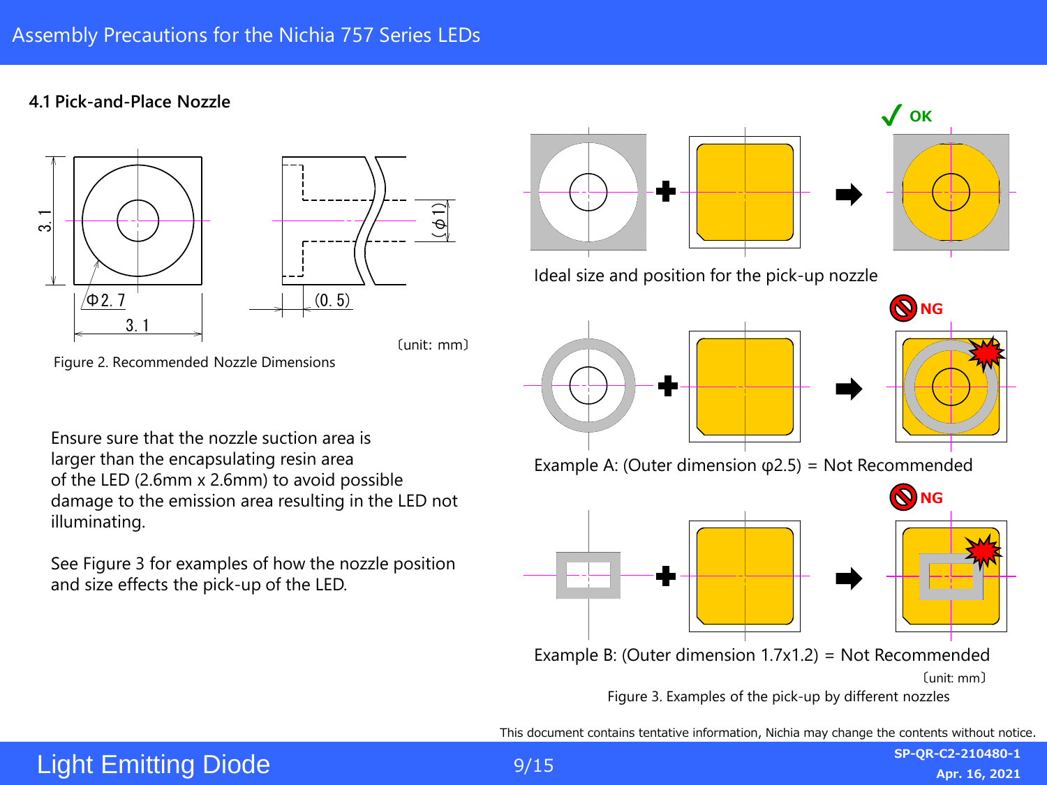### 4.1 Pick-and-Place Nozzle

3.1

Φ2.7

3.1

(ϕ1)

(0.5)

(unit: mm)

Figure 2. Recommended Nozzle Dimensions

Ensure sure that the nozzle suction area is larger than the encapsulating resin area of the LED (2.6mm x 2.6mm) to avoid possible damage to the emission area resulting in the LED not illuminating.

See Figure 3 for examples of how the nozzle position and size effects the pick-up of the LED.

OK

Ideal size and position for the pick-up nozzle

NG

Example A: (Outer dimension φ2.5) = Not Recommended

NG

Example B: (Outer dimension 1.7x1.2) = Not Recommended

(unit: mm)

Figure 3. Examples of the pick-up by different nozzles

This document contains tentative information, Nichia may change the contents without notice.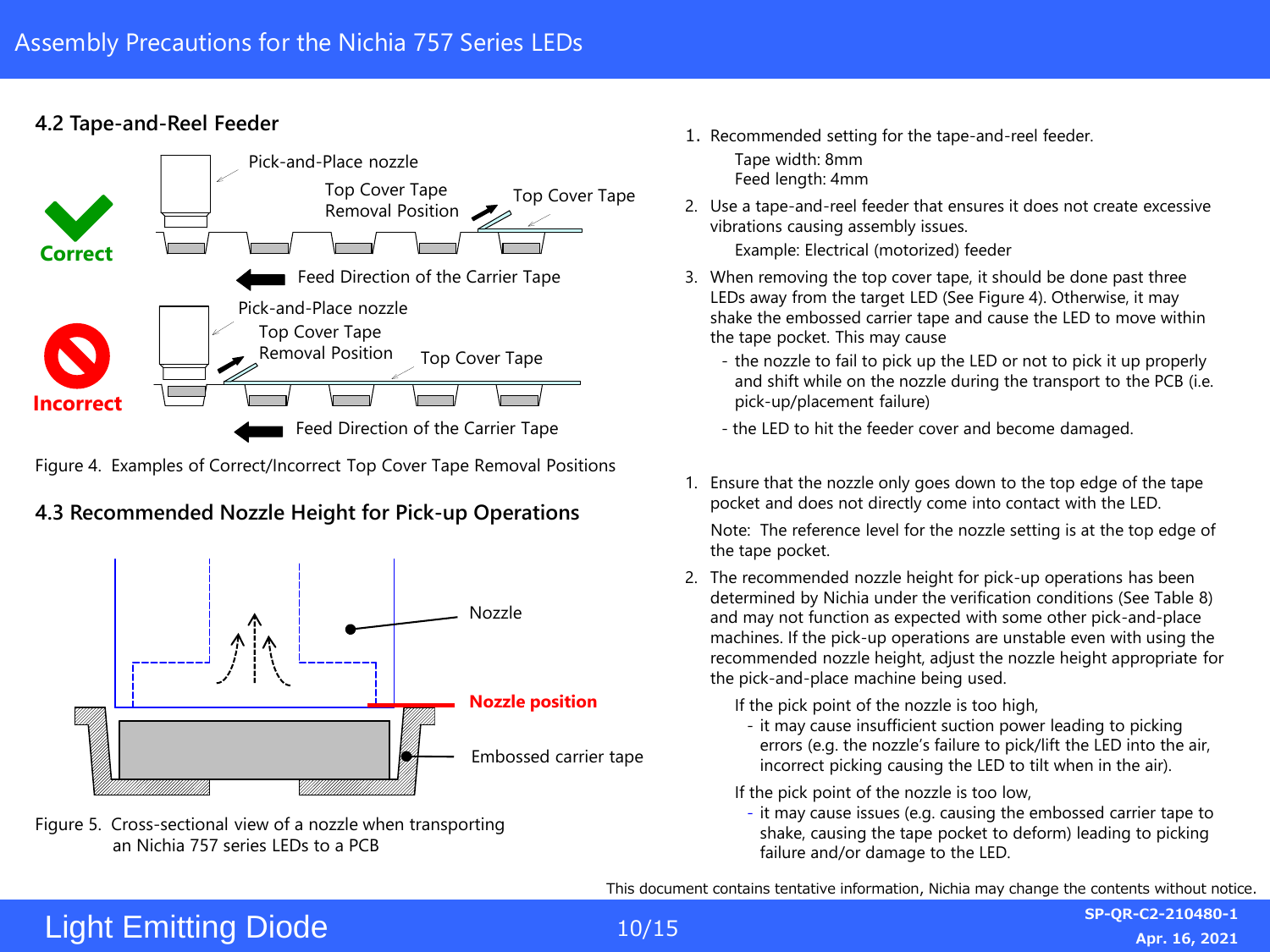### 4.2 Tape-and-Reel Feeder

Figure 4. Examples of Correct/Incorrect Top Cover Tape Removal Positions

1. Recommended setting for the tape-and-reel feeder.
   Tape width: 8mm
   Feed length: 4mm
2. Use a tape-and-reel feeder that ensures it does not create excessive vibrations causing assembly issues.
   Example: Electrical (motorized) feeder
3. When removing the top cover tape, it should be done past three LEDs away from the target LED (See Figure 4). Otherwise, it may shake the embossed carrier tape and cause the LED to move within the tape pocket. This may cause
   - the nozzle to fail to pick up the LED or not to pick it up properly and shift while on the nozzle during the transport to the PCB (i.e. pick-up/placement failure)
   - the LED to hit the feeder cover and become damaged.

### 4.3 Recommended Nozzle Height for Pick-up Operations

Figure 5. Cross-sectional view of a nozzle when transporting an Nichia 757 series LEDs to a PCB

1. Ensure that the nozzle only goes down to the top edge of the tape pocket and does not directly come into contact with the LED.

   Note: The reference level for the nozzle setting is at the top edge of the tape pocket.
2. The recommended nozzle height for pick-up operations has been determined by Nichia under the verification conditions (See Table 8) and may not function as expected with some other pick-and-place machines. If the pick-up operations are unstable even with using the recommended nozzle height, adjust the nozzle height appropriate for the pick-and-place machine being used.

   If the pick point of the nozzle is too high,
   - it may cause insufficient suction power leading to picking errors (e.g. the nozzle's failure to pick/lift the LED into the air, incorrect picking causing the LED to tilt when in the air).

   If the pick point of the nozzle is too low,
   - it may cause issues (e.g. causing the embossed carrier tape to shake, causing the tape pocket to deform) leading to picking failure and/or damage to the LED.

This document contains tentative information, Nichia may change the contents without notice.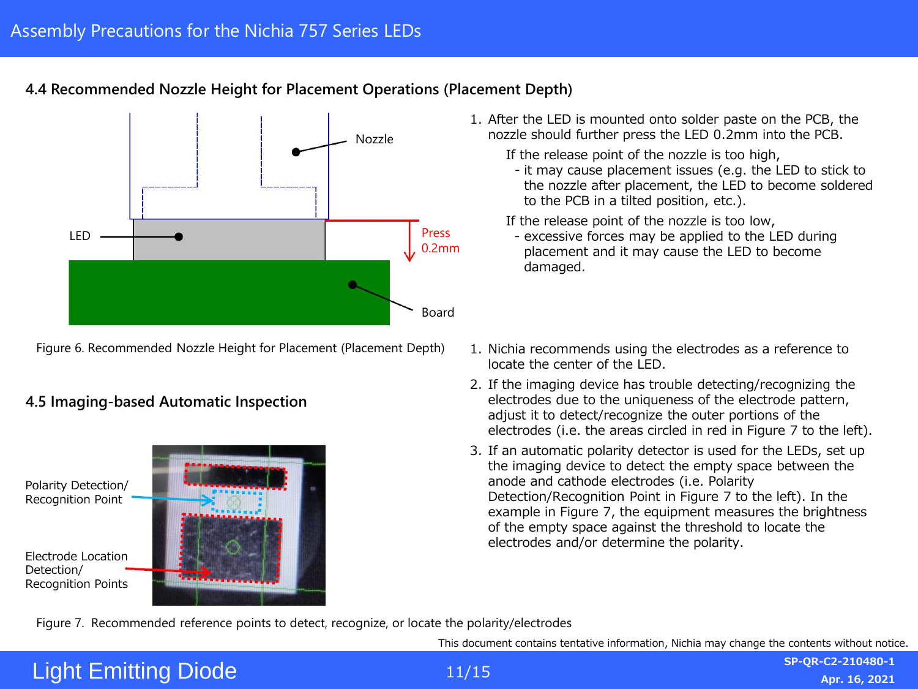## 4.4 Recommended Nozzle Height for Placement Operations (Placement Depth)

Nozzle

LED

Press 0.2mm

Board

Figure 6. Recommended Nozzle Height for Placement (Placement Depth)

1. After the LED is mounted onto solder paste on the PCB, the nozzle should further press the LED 0.2mm into the PCB.

   If the release point of the nozzle is too high,
   - it may cause placement issues (e.g. the LED to stick to the nozzle after placement, the LED to become soldered to the PCB in a tilted position, etc.).

   If the release point of the nozzle is too low,
   - excessive forces may be applied to the LED during placement and it may cause the LED to become damaged.

## 4.5 Imaging-based Automatic Inspection

Polarity Detection/ Recognition Point

Electrode Location Detection/ Recognition Points

Figure 7. Recommended reference points to detect, recognize, or locate the polarity/electrodes

1. Nichia recommends using the electrodes as a reference to locate the center of the LED.
2. If the imaging device has trouble detecting/recognizing the electrodes due to the uniqueness of the electrode pattern, adjust it to detect/recognize the outer portions of the electrodes (i.e. the areas circled in red in Figure 7 to the left).
3. If an automatic polarity detector is used for the LEDs, set up the imaging device to detect the empty space between the anode and cathode electrodes (i.e. Polarity Detection/Recognition Point in Figure 7 to the left). In the example in Figure 7, the equipment measures the brightness of the empty space against the threshold to locate the electrodes and/or determine the polarity.

This document contains tentative information, Nichia may change the contents without notice.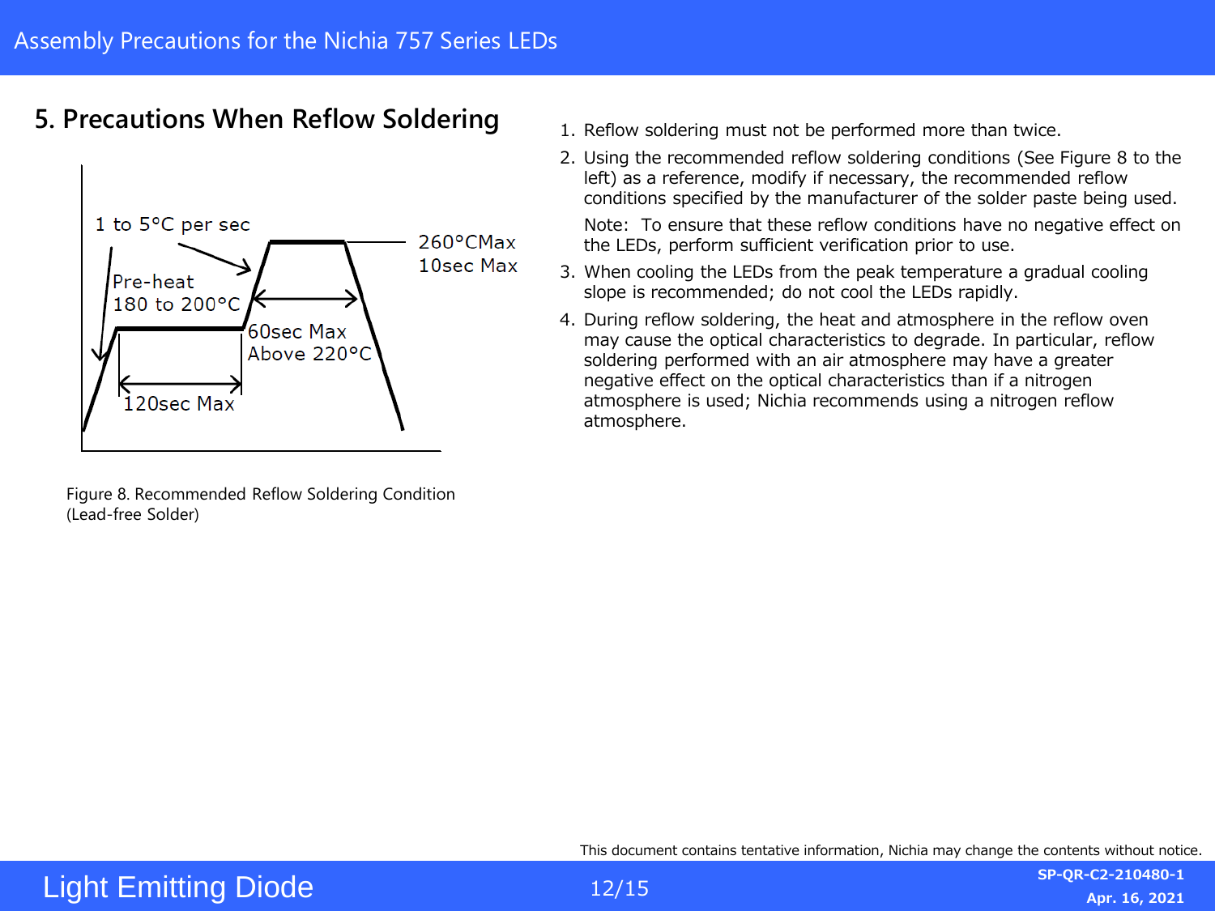## 5. Precautions When Reflow Soldering

1 to 5°C per sec

Pre-heat 180 to 200°C

120sec Max

60sec Max Above 220°C

260°CMax 10sec Max

Figure 8. Recommended Reflow Soldering Condition (Lead-free Solder)

1. Reflow soldering must not be performed more than twice.
2. Using the recommended reflow soldering conditions (See Figure 8 to the left) as a reference, modify if necessary, the recommended reflow conditions specified by the manufacturer of the solder paste being used.

   Note: To ensure that these reflow conditions have no negative effect on the LEDs, perform sufficient verification prior to use.
3. When cooling the LEDs from the peak temperature a gradual cooling slope is recommended; do not cool the LEDs rapidly.
4. During reflow soldering, the heat and atmosphere in the reflow oven may cause the optical characteristics to degrade. In particular, reflow soldering performed with an air atmosphere may have a greater negative effect on the optical characteristics than if a nitrogen atmosphere is used; Nichia recommends using a nitrogen reflow atmosphere.

This document contains tentative information, Nichia may change the contents without notice.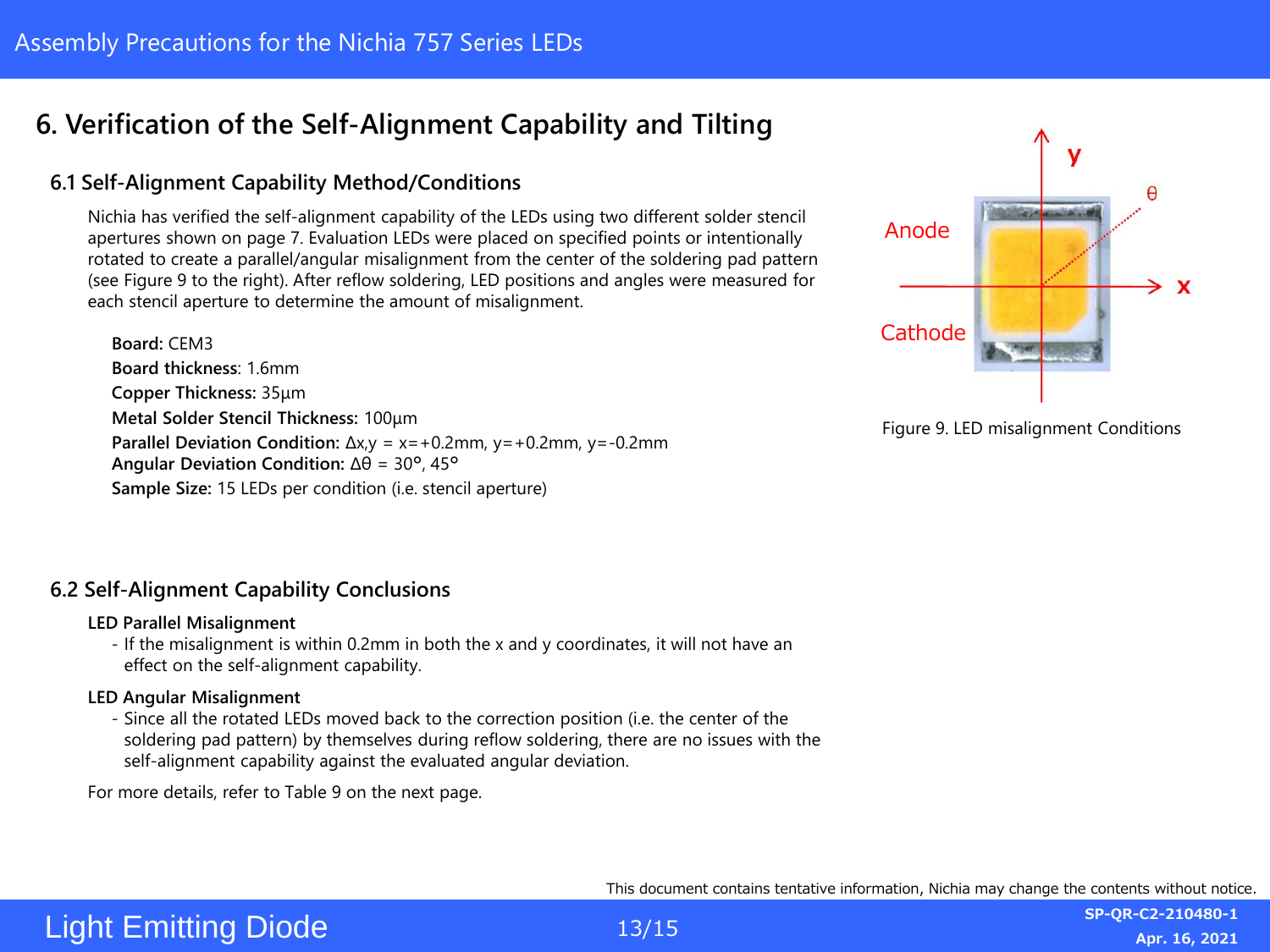# 6. Verification of the Self-Alignment Capability and Tilting

## 6.1 Self-Alignment Capability Method/Conditions

Nichia has verified the self-alignment capability of the LEDs using two different solder stencil apertures shown on page 7. Evaluation LEDs were placed on specified points or intentionally rotated to create a parallel/angular misalignment from the center of the soldering pad pattern (see Figure 9 to the right). After reflow soldering, LED positions and angles were measured for each stencil aperture to determine the amount of misalignment.

**Board:** CEM3  
**Board thickness**: 1.6mm  
**Copper Thickness:** 35µm  
**Metal Solder Stencil Thickness:** 100µm  
**Parallel Deviation Condition:** $\Delta x,y$ = x=+0.2mm, y=+0.2mm, y=-0.2mm  
**Angular Deviation Condition:** $\Delta\theta$ = 30°, 45°  
**Sample Size:** 15 LEDs per condition (i.e. stencil aperture)

Anode

Cathode

Figure 9. LED misalignment Conditions

## 6.2 Self-Alignment Capability Conclusions

**LED Parallel Misalignment**

- If the misalignment is within 0.2mm in both the x and y coordinates, it will not have an effect on the self-alignment capability.

**LED Angular Misalignment**

- Since all the rotated LEDs moved back to the correction position (i.e. the center of the soldering pad pattern) by themselves during reflow soldering, there are no issues with the self-alignment capability against the evaluated angular deviation.

For more details, refer to Table 9 on the next page.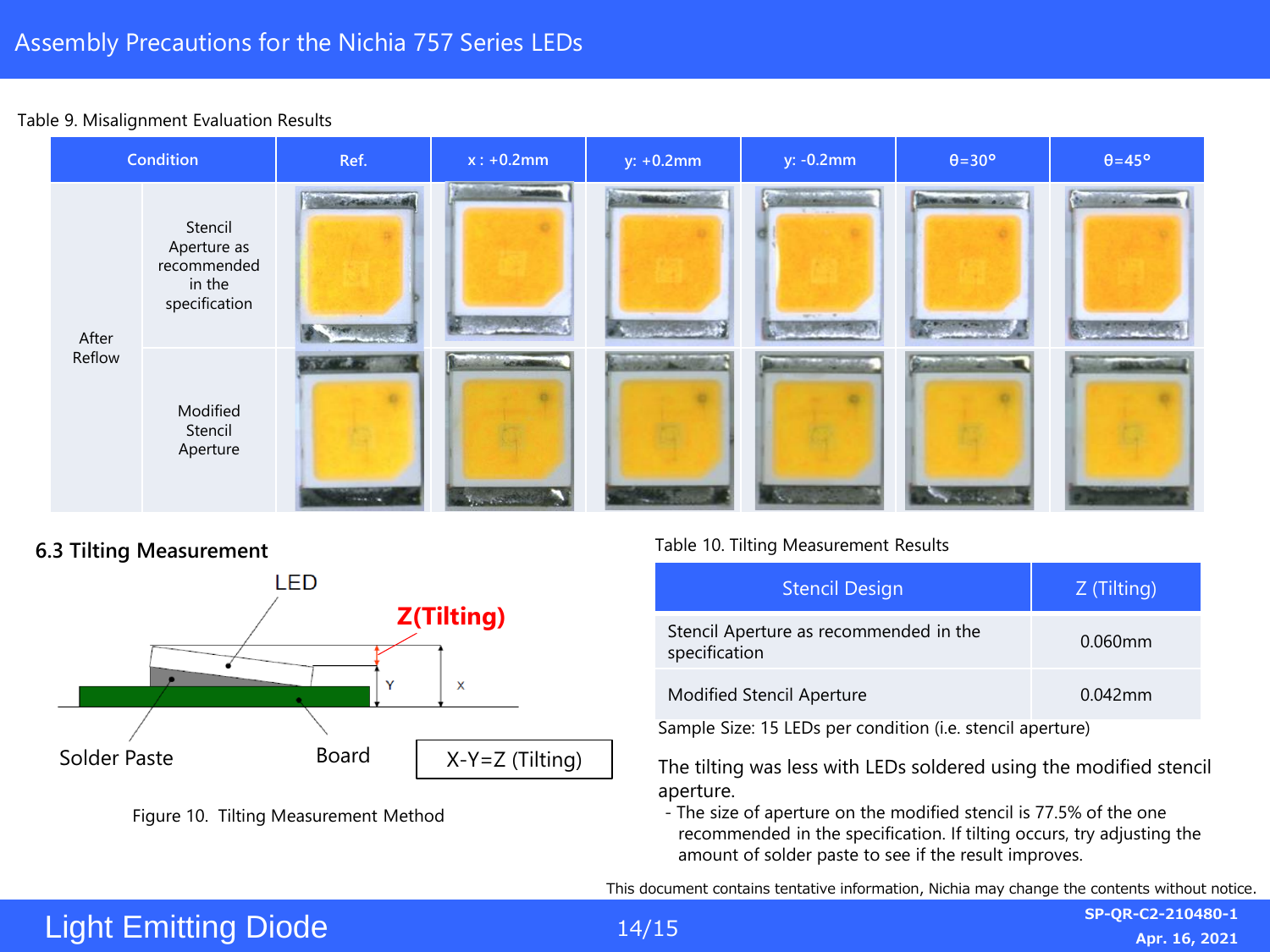Table 9. Misalignment Evaluation Results

| Condition | | Ref. | x : +0.2mm | y: +0.2mm | y: -0.2mm | θ=30° | θ=45° |
|---|---|---|---|---|---|---|---|
| After Reflow | Stencil Aperture as recommended in the specification | | | | | | |
| | Modified Stencil Aperture | | | | | | |

## 6.3 Tilting Measurement

LED

Z(Tilting)

Y

X

Solder Paste

Board

X-Y=Z (Tilting)

Figure 10. Tilting Measurement Method

Table 10. Tilting Measurement Results

| Stencil Design | Z (Tilting) |
|---|---|
| Stencil Aperture as recommended in the specification | 0.060mm |
| Modified Stencil Aperture | 0.042mm |

Sample Size: 15 LEDs per condition (i.e. stencil aperture)

The tilting was less with LEDs soldered using the modified stencil aperture.

- The size of aperture on the modified stencil is 77.5% of the one recommended in the specification. If tilting occurs, try adjusting the amount of solder paste to see if the result improves.

This document contains tentative information, Nichia may change the contents without notice.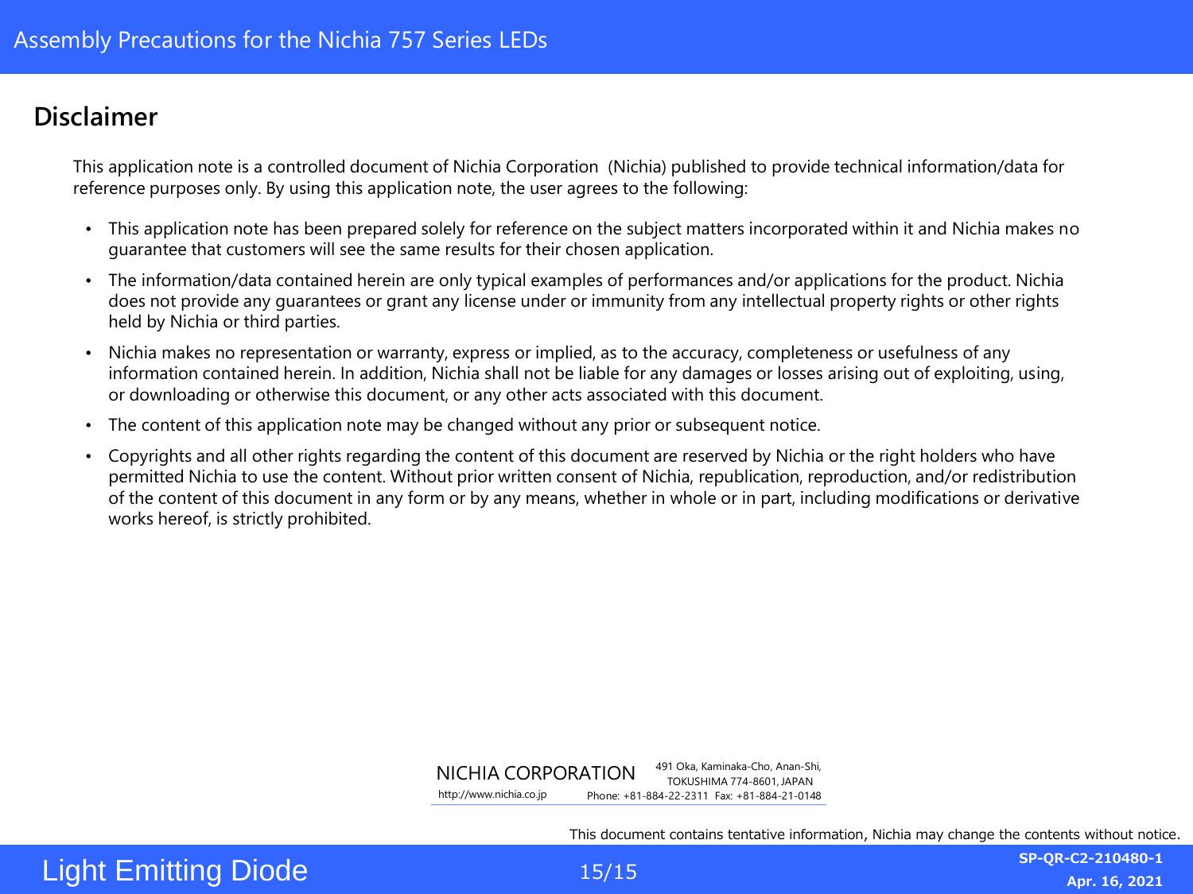## Disclaimer

This application note is a controlled document of Nichia Corporation (Nichia) published to provide technical information/data for reference purposes only. By using this application note, the user agrees to the following:

- This application note has been prepared solely for reference on the subject matters incorporated within it and Nichia makes no guarantee that customers will see the same results for their chosen application.
- The information/data contained herein are only typical examples of performances and/or applications for the product. Nichia does not provide any guarantees or grant any license under or immunity from any intellectual property rights or other rights held by Nichia or third parties.
- Nichia makes no representation or warranty, express or implied, as to the accuracy, completeness or usefulness of any information contained herein. In addition, Nichia shall not be liable for any damages or losses arising out of exploiting, using, or downloading or otherwise this document, or any other acts associated with this document.
- The content of this application note may be changed without any prior or subsequent notice.
- Copyrights and all other rights regarding the content of this document are reserved by Nichia or the right holders who have permitted Nichia to use the content. Without prior written consent of Nichia, republication, reproduction, and/or redistribution of the content of this document in any form or by any means, whether in whole or in part, including modifications or derivative works hereof, is strictly prohibited.

NICHIA CORPORATION
491 Oka, Kaminaka-Cho, Anan-Shi, TOKUSHIMA 774-8601, JAPAN
http://www.nichia.co.jp
Phone: +81-884-22-2311 Fax: +81-884-21-0148

This document contains tentative information, Nichia may change the contents without notice.

SP-QR-C2-210480-1
Apr. 16, 2021